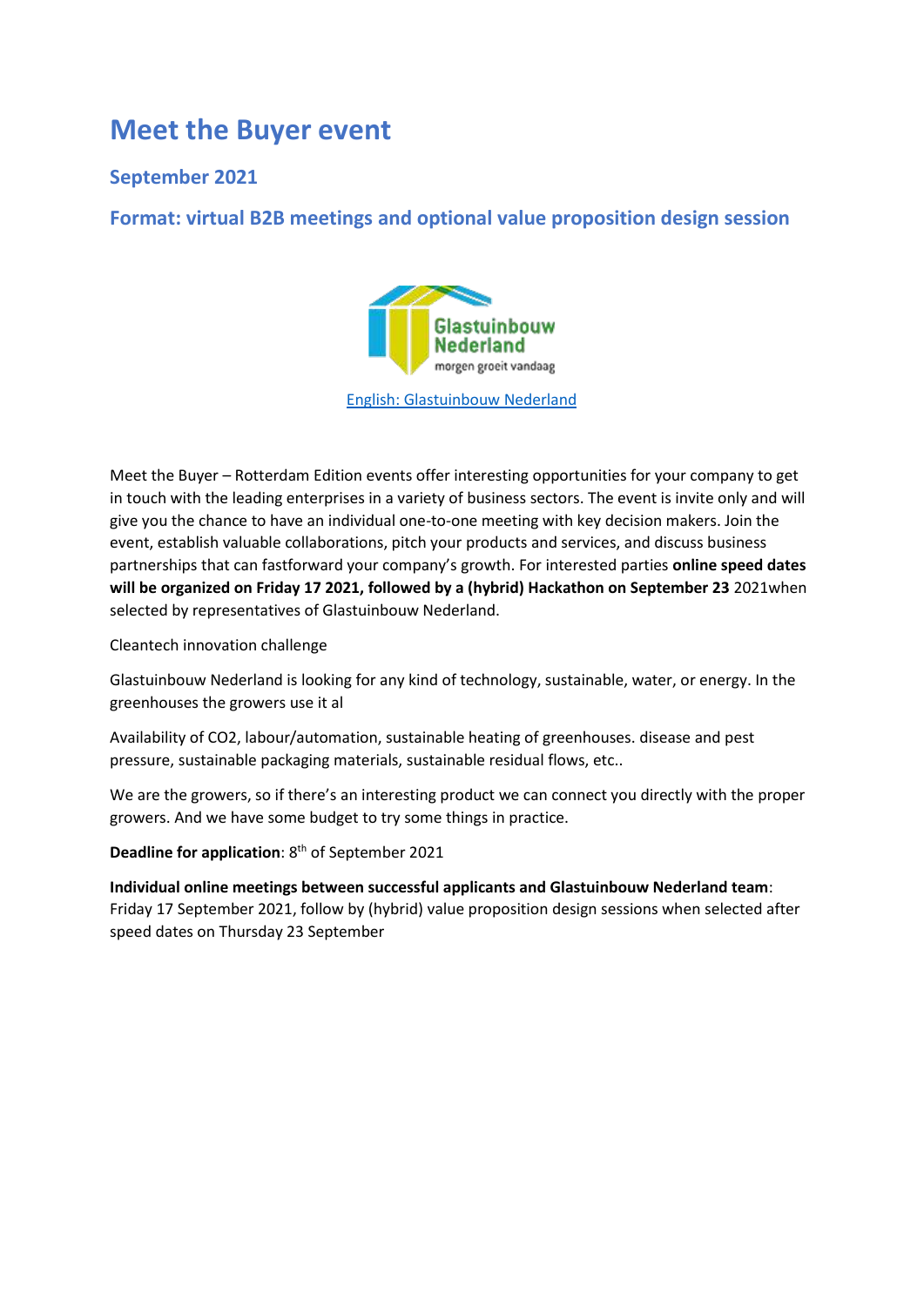# Meet the Buyer event

## September 2021

## Format: virtual B2B meetings and optional value proposition design session

[English: Glastuinbouw Nederland]

Meet the Buyer – Rotterdam Edition events offer interesting opportunities for your company to get in touch with the leading enterprises in a variety of business sectors. The event is invite only and will give you the chance to have an individual one-to-one meeting with key decision makers. Join the event, establish valuable collaborations, pitch your products and services, and discuss business partnerships that can fastforward your company's growth. For interested parties **online speed dates will be organized on Friday 17 2021, followed by a (hybrid) Hackathon on September 23** 2021when selected by representatives of Glastuinbouw Nederland.

Cleantech innovation challenge

Glastuinbouw Nederland is looking for any kind of technology, sustainable, water, or energy. In the greenhouses the growers use it al

Availability of CO2, labour/automation, sustainable heating of greenhouses. disease and pest pressure, sustainable packaging materials, sustainable residual flows, etc..

We are the growers, so if there's an interesting product we can connect you directly with the proper growers. And we have some budget to try some things in practice.

**Deadline for application**: 8th of September 2021

**Individual online meetings between successful applicants and Glastuinbouw Nederland team**: Friday 17 September 2021, follow by (hybrid) value proposition design sessions when selected after speed dates on Thursday 23 September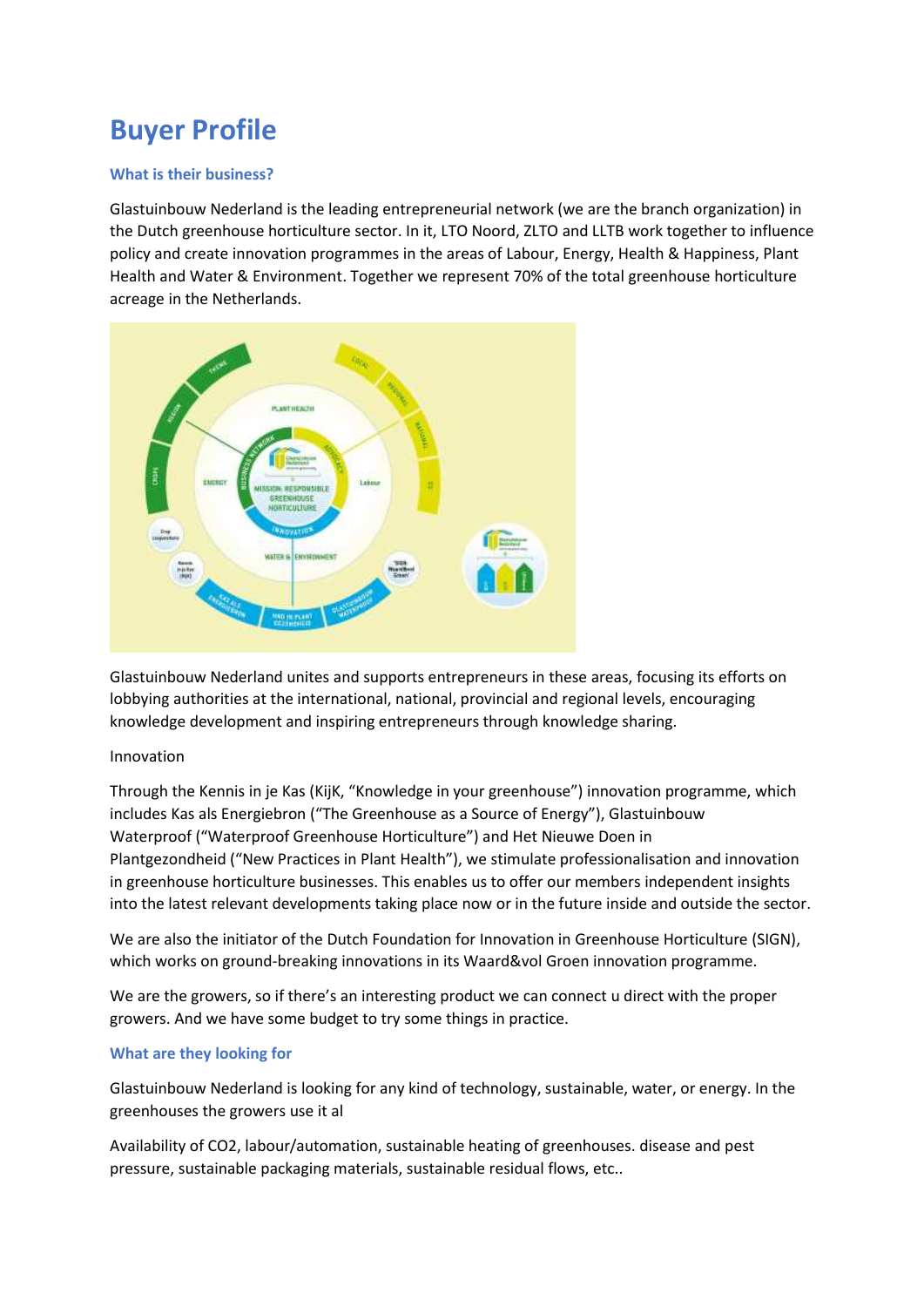# Buyer Profile

## What is their business?

Glastuinbouw Nederland is the leading entrepreneurial network (we are the branch organization) in the Dutch greenhouse horticulture sector. In it, LTO Noord, ZLTO and LLTB work together to influence policy and create innovation programmes in the areas of Labour, Energy, Health & Happiness, Plant Health and Water & Environment. Together we represent 70% of the total greenhouse horticulture acreage in the Netherlands.

Glastuinbouw Nederland unites and supports entrepreneurs in these areas, focusing its efforts on lobbying authorities at the international, national, provincial and regional levels, encouraging knowledge development and inspiring entrepreneurs through knowledge sharing.

Innovation

Through the Kennis in je Kas (KijK, "Knowledge in your greenhouse") innovation programme, which includes Kas als Energiebron ("The Greenhouse as a Source of Energy"), Glastuinbouw Waterproof ("Waterproof Greenhouse Horticulture") and Het Nieuwe Doen in Plantgezondheid ("New Practices in Plant Health"), we stimulate professionalisation and innovation in greenhouse horticulture businesses. This enables us to offer our members independent insights into the latest relevant developments taking place now or in the future inside and outside the sector.

We are also the initiator of the Dutch Foundation for Innovation in Greenhouse Horticulture (SIGN), which works on ground-breaking innovations in its Waard&vol Groen innovation programme.

We are the growers, so if there's an interesting product we can connect u direct with the proper growers. And we have some budget to try some things in practice.

## What are they looking for

Glastuinbouw Nederland is looking for any kind of technology, sustainable, water, or energy. In the greenhouses the growers use it al

Availability of $CO_2$, labour/automation, sustainable heating of greenhouses. disease and pest pressure, sustainable packaging materials, sustainable residual flows, etc..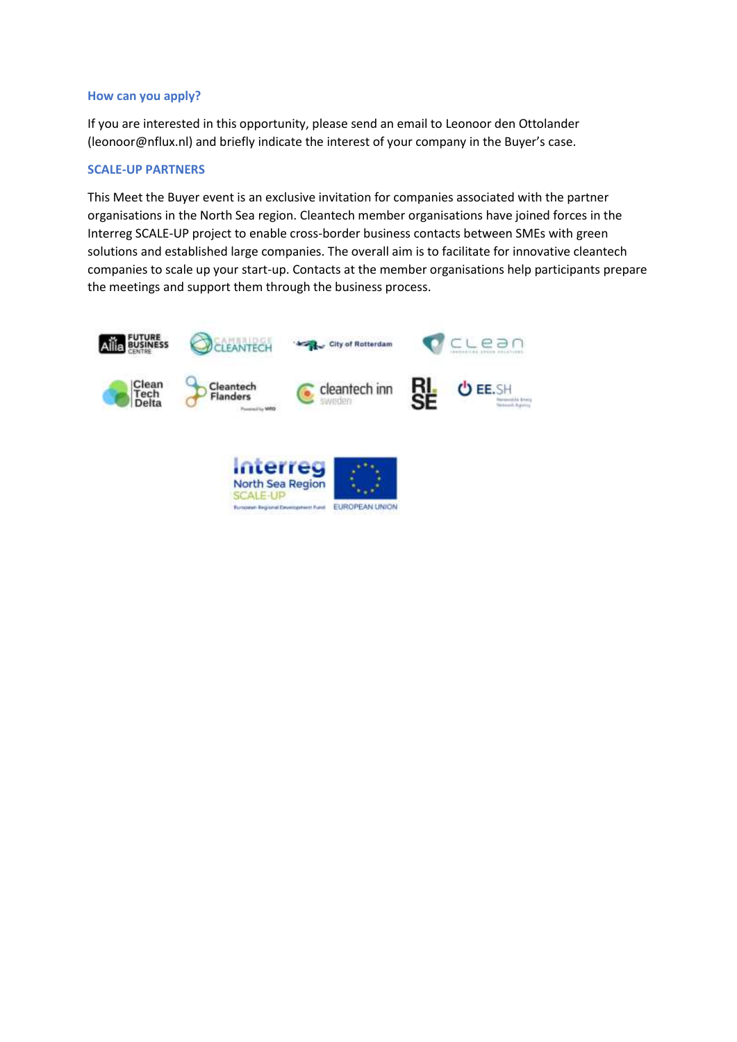### How can you apply?

If you are interested in this opportunity, please send an email to Leonoor den Ottolander (leonoor@nflux.nl) and briefly indicate the interest of your company in the Buyer's case.

### SCALE-UP PARTNERS

This Meet the Buyer event is an exclusive invitation for companies associated with the partner organisations in the North Sea region. Cleantech member organisations have joined forces in the Interreg SCALE-UP project to enable cross-border business contacts between SMEs with green solutions and established large companies. The overall aim is to facilitate for innovative cleantech companies to scale up your start-up. Contacts at the member organisations help participants prepare the meetings and support them through the business process.